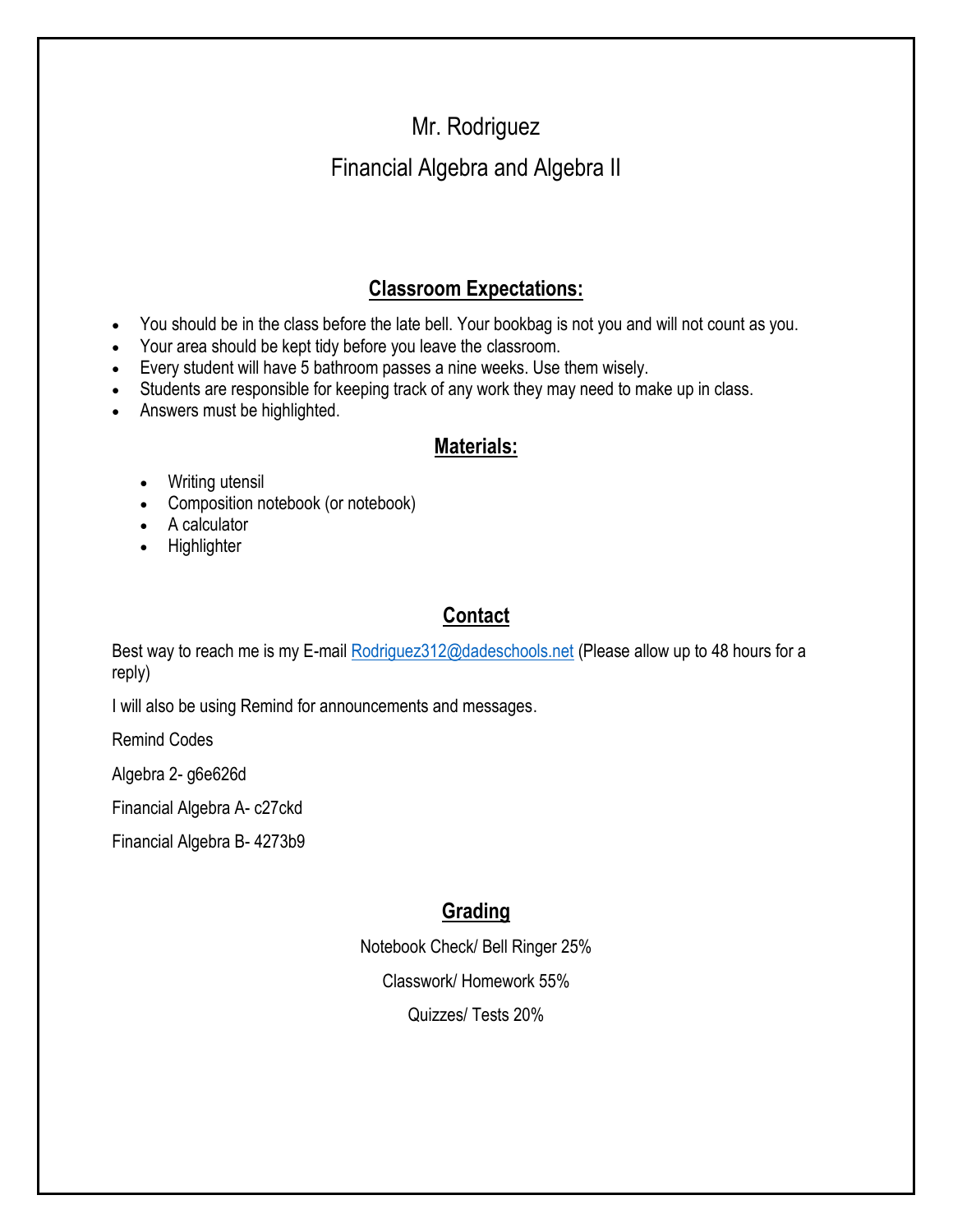# Mr. Rodriguez

## Financial Algebra and Algebra II

### Classroom Expectations:

- You should be in the class before the late bell. Your bookbag is not you and will not count as you.
- Your area should be kept tidy before you leave the classroom.
- Every student will have 5 bathroom passes a nine weeks. Use them wisely.
- Students are responsible for keeping track of any work they may need to make up in class.
- Answers must be highlighted.

### Materials:

- Writing utensil
- Composition notebook (or notebook)
- A calculator
- Highlighter

### Contact

Best way to reach me is my E-mail Rodriguez312@dadeschools.net (Please allow up to 48 hours for a reply)

I will also be using Remind for announcements and messages.

Remind Codes

Algebra 2- g6e626d

Financial Algebra A- c27ckd

Financial Algebra B- 4273b9

### Grading

Notebook Check/ Bell Ringer 25%

Classwork/ Homework 55%

Quizzes/ Tests 20%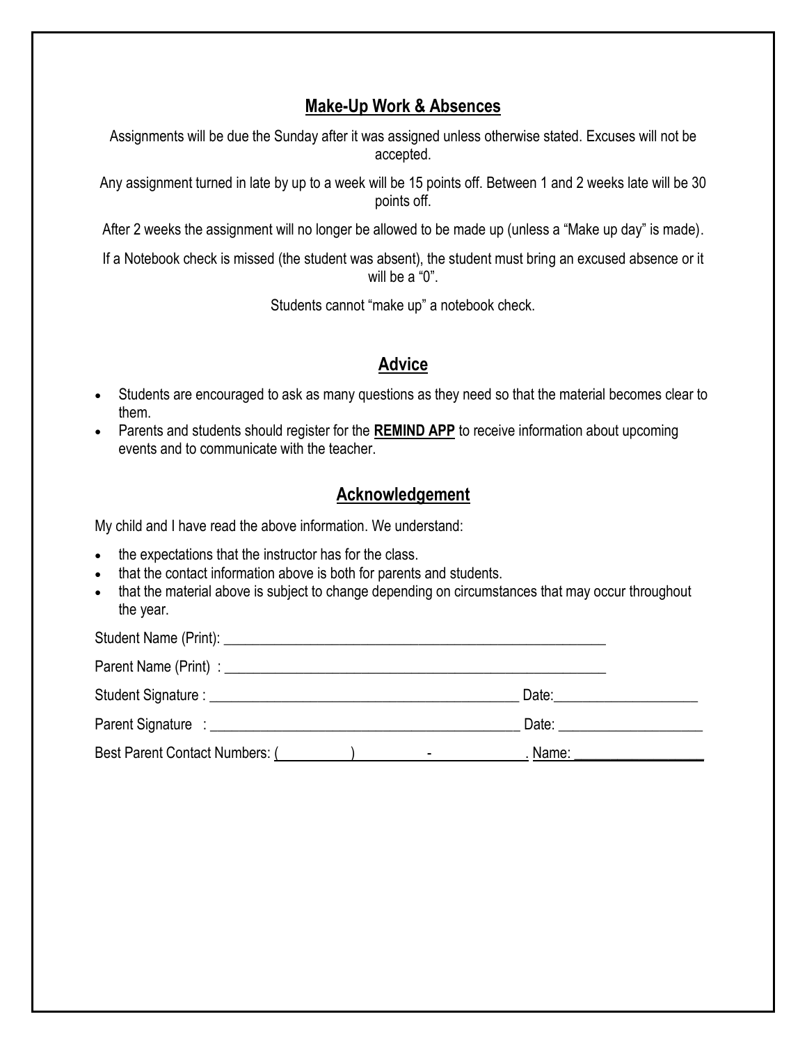## Make-Up Work & Absences

Assignments will be due the Sunday after it was assigned unless otherwise stated. Excuses will not be accepted.

Any assignment turned in late by up to a week will be 15 points off. Between 1 and 2 weeks late will be 30 points off.

After 2 weeks the assignment will no longer be allowed to be made up (unless a "Make up day" is made).

If a Notebook check is missed (the student was absent), the student must bring an excused absence or it will be a "0".

Students cannot "make up" a notebook check.

## Advice

- Students are encouraged to ask as many questions as they need so that the material becomes clear to them.
- Parents and students should register for the **REMIND APP** to receive information about upcoming events and to communicate with the teacher.

## Acknowledgement

My child and I have read the above information. We understand:

- the expectations that the instructor has for the class.
- that the contact information above is both for parents and students.
- that the material above is subject to change depending on circumstances that may occur throughout the year.

Student Name (Print): _______________________________________________________

Parent Name (Print) : _______________________________________________________

Student Signature : ____________________________________________ Date:____________________

Parent Signature : ____________________________________________ Date: ____________________

Best Parent Contact Numbers: (          )          -          . Name: __________________